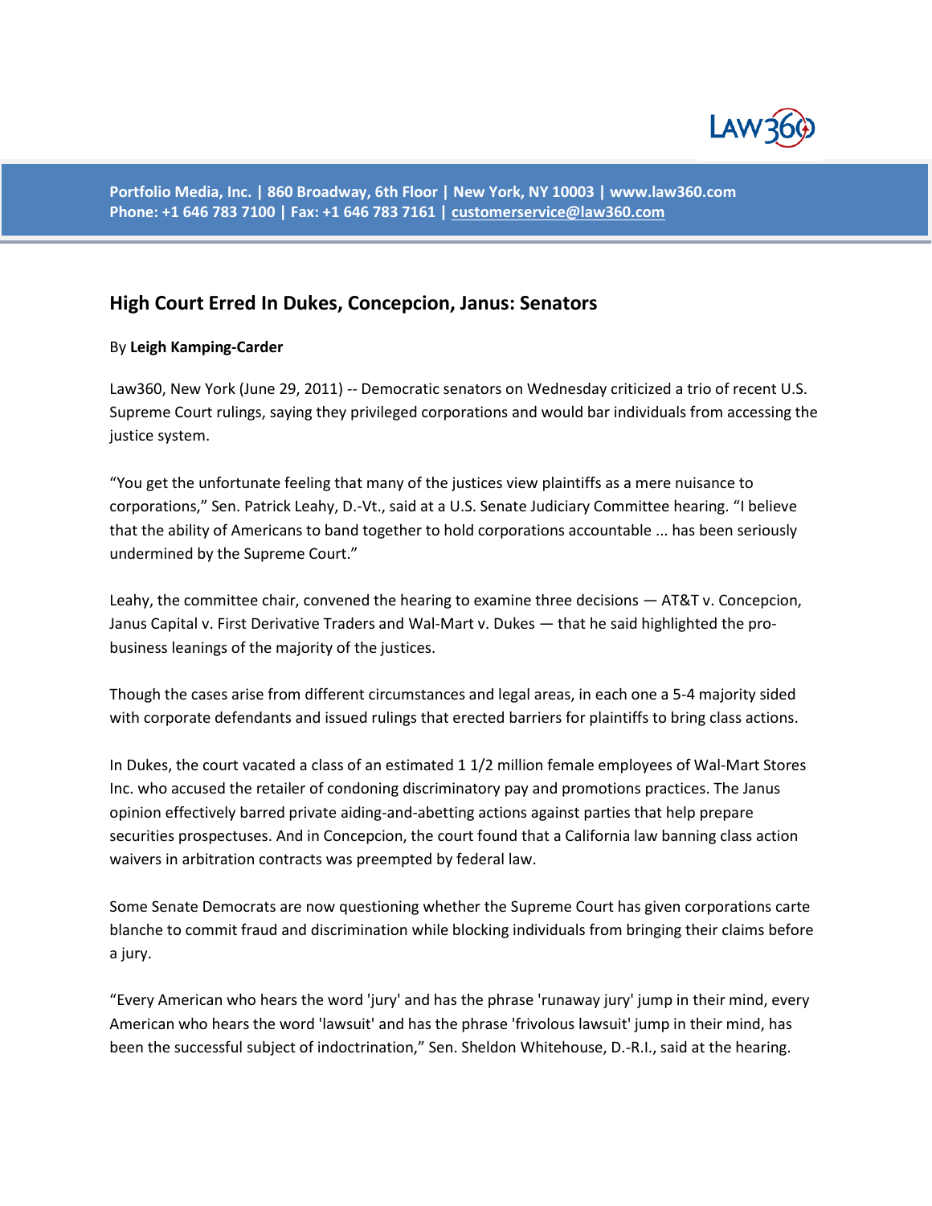Portfolio Media, Inc. | 860 Broadway, 6th Floor | New York, NY 10003 | www.law360.com
Phone: +1 646 783 7100 | Fax: +1 646 783 7161 | customerservice@law360.com

## High Court Erred In Dukes, Concepcion, Janus: Senators

By **Leigh Kamping-Carder**

Law360, New York (June 29, 2011) -- Democratic senators on Wednesday criticized a trio of recent U.S. Supreme Court rulings, saying they privileged corporations and would bar individuals from accessing the justice system.

"You get the unfortunate feeling that many of the justices view plaintiffs as a mere nuisance to corporations," Sen. Patrick Leahy, D.-Vt., said at a U.S. Senate Judiciary Committee hearing. "I believe that the ability of Americans to band together to hold corporations accountable ... has been seriously undermined by the Supreme Court."

Leahy, the committee chair, convened the hearing to examine three decisions — AT&T v. Concepcion, Janus Capital v. First Derivative Traders and Wal-Mart v. Dukes — that he said highlighted the pro-business leanings of the majority of the justices.

Though the cases arise from different circumstances and legal areas, in each one a 5-4 majority sided with corporate defendants and issued rulings that erected barriers for plaintiffs to bring class actions.

In Dukes, the court vacated a class of an estimated 1 1/2 million female employees of Wal-Mart Stores Inc. who accused the retailer of condoning discriminatory pay and promotions practices. The Janus opinion effectively barred private aiding-and-abetting actions against parties that help prepare securities prospectuses. And in Concepcion, the court found that a California law banning class action waivers in arbitration contracts was preempted by federal law.

Some Senate Democrats are now questioning whether the Supreme Court has given corporations carte blanche to commit fraud and discrimination while blocking individuals from bringing their claims before a jury.

"Every American who hears the word 'jury' and has the phrase 'runaway jury' jump in their mind, every American who hears the word 'lawsuit' and has the phrase 'frivolous lawsuit' jump in their mind, has been the successful subject of indoctrination," Sen. Sheldon Whitehouse, D.-R.I., said at the hearing.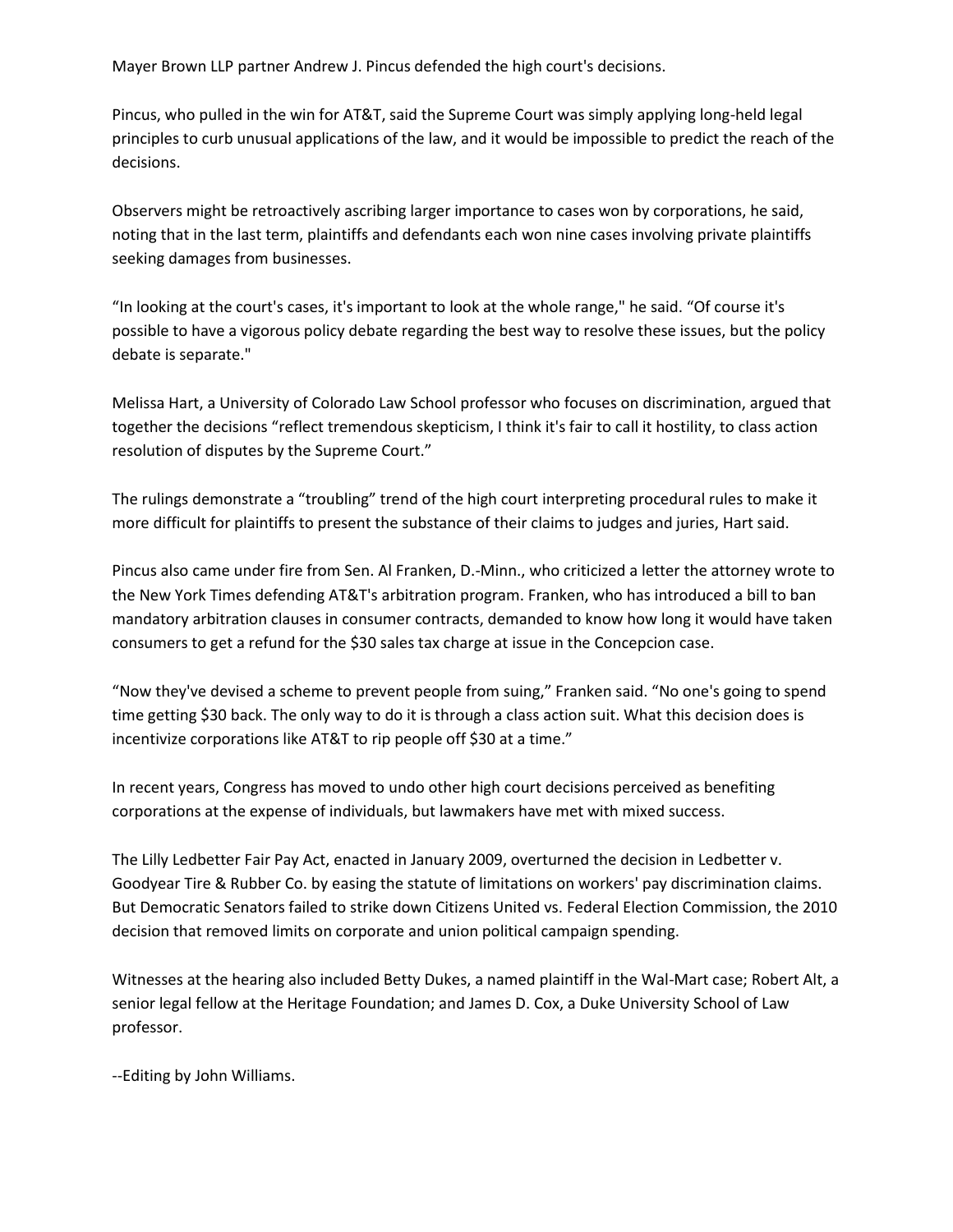Mayer Brown LLP partner Andrew J. Pincus defended the high court's decisions.

Pincus, who pulled in the win for AT&T, said the Supreme Court was simply applying long-held legal principles to curb unusual applications of the law, and it would be impossible to predict the reach of the decisions.

Observers might be retroactively ascribing larger importance to cases won by corporations, he said, noting that in the last term, plaintiffs and defendants each won nine cases involving private plaintiffs seeking damages from businesses.

“In looking at the court's cases, it's important to look at the whole range," he said. “Of course it's possible to have a vigorous policy debate regarding the best way to resolve these issues, but the policy debate is separate."

Melissa Hart, a University of Colorado Law School professor who focuses on discrimination, argued that together the decisions “reflect tremendous skepticism, I think it's fair to call it hostility, to class action resolution of disputes by the Supreme Court.”

The rulings demonstrate a “troubling” trend of the high court interpreting procedural rules to make it more difficult for plaintiffs to present the substance of their claims to judges and juries, Hart said.

Pincus also came under fire from Sen. Al Franken, D.-Minn., who criticized a letter the attorney wrote to the New York Times defending AT&T's arbitration program. Franken, who has introduced a bill to ban mandatory arbitration clauses in consumer contracts, demanded to know how long it would have taken consumers to get a refund for the $30 sales tax charge at issue in the Concepcion case.

“Now they've devised a scheme to prevent people from suing,” Franken said. “No one's going to spend time getting $30 back. The only way to do it is through a class action suit. What this decision does is incentivize corporations like AT&T to rip people off $30 at a time.”

In recent years, Congress has moved to undo other high court decisions perceived as benefiting corporations at the expense of individuals, but lawmakers have met with mixed success.

The Lilly Ledbetter Fair Pay Act, enacted in January 2009, overturned the decision in Ledbetter v. Goodyear Tire & Rubber Co. by easing the statute of limitations on workers' pay discrimination claims. But Democratic Senators failed to strike down Citizens United vs. Federal Election Commission, the 2010 decision that removed limits on corporate and union political campaign spending.

Witnesses at the hearing also included Betty Dukes, a named plaintiff in the Wal-Mart case; Robert Alt, a senior legal fellow at the Heritage Foundation; and James D. Cox, a Duke University School of Law professor.

--Editing by John Williams.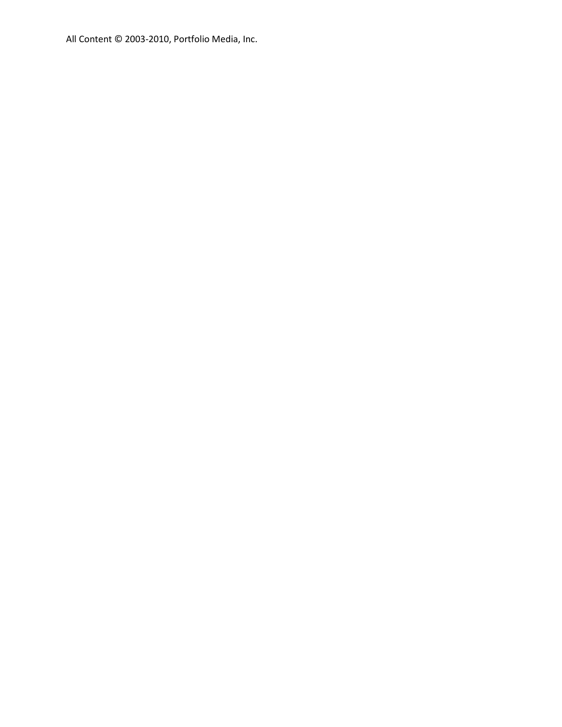All Content © 2003-2010, Portfolio Media, Inc.